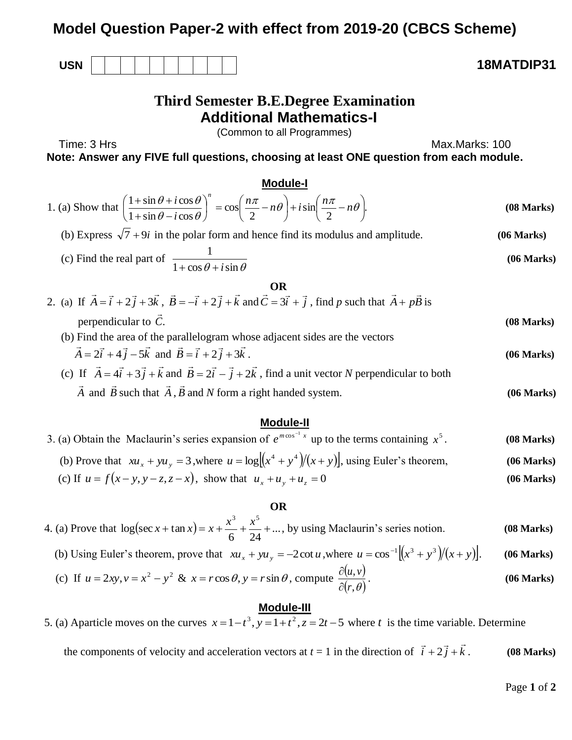# Model Question Paper-2 with effect from 2019-20 (CBCS Scheme)

**USN** | | | | | | | | | | |

**18MATDIP31**

## Third Semester B.E.Degree Examination
## Additional Mathematics-I

(Common to all Programmes)

Time: 3 Hrs Max.Marks: 100

**Note: Answer any FIVE full questions, choosing at least ONE question from each module.**

### Module-I

1. (a) Show that $\left(\dfrac{1+\sin\theta+i\cos\theta}{1+\sin\theta-i\cos\theta}\right)^n = \cos\left(\dfrac{n\pi}{2}-n\theta\right)+i\sin\left(\dfrac{n\pi}{2}-n\theta\right)$. **(08 Marks)**

   (b) Express $\sqrt{7}+9i$ in the polar form and hence find its modulus and amplitude. **(06 Marks)**

   (c) Find the real part of $\dfrac{1}{1+\cos\theta+i\sin\theta}$ **(06 Marks)**

**OR**

2. (a) If $\vec{A}=\vec{i}+2\vec{j}+3\vec{k}$, $\vec{B}=-\vec{i}+2\vec{j}+\vec{k}$ and $\vec{C}=3\vec{i}+\vec{j}$, find $p$ such that $\vec{A}+p\vec{B}$ is perpendicular to $\vec{C}$. **(08 Marks)**

   (b) Find the area of the parallelogram whose adjacent sides are the vectors $\vec{A}=2\vec{i}+4\vec{j}-5\vec{k}$ and $\vec{B}=\vec{i}+2\vec{j}+3\vec{k}$. **(06 Marks)**

   (c) If $\vec{A}=4\vec{i}+3\vec{j}+\vec{k}$ and $\vec{B}=2\vec{i}-\vec{j}+2\vec{k}$, find a unit vector $N$ perpendicular to both $\vec{A}$ and $\vec{B}$ such that $\vec{A},\vec{B}$ and $N$ form a right handed system. **(06 Marks)**

### Module-II

3. (a) Obtain the Maclaurin's series expansion of $e^{m\cos^{-1}x}$ up to the terms containing $x^5$. **(08 Marks)**

   (b) Prove that $xu_x+yu_y=3$, where $u=\log\left[\left(x^4+y^4\right)/(x+y)\right]$, using Euler's theorem, **(06 Marks)**

   (c) If $u=f(x-y,y-z,z-x)$, show that $u_x+u_y+u_z=0$ **(06 Marks)**

**OR**

4. (a) Prove that $\log(\sec x+\tan x)=x+\dfrac{x^3}{6}+\dfrac{x^5}{24}+\ldots$, by using Maclaurin's series notion. **(08 Marks)**

   (b) Using Euler's theorem, prove that $xu_x+yu_y=-2\cot u$, where $u=\cos^{-1}\left[\left(x^3+y^3\right)/(x+y)\right]$. **(06 Marks)**

   (c) If $u=2xy, v=x^2-y^2$ & $x=r\cos\theta, y=r\sin\theta$, compute $\dfrac{\partial(u,v)}{\partial(r,\theta)}$. **(06 Marks)**

### Module-III

5. (a) Aparticle moves on the curves $x=1-t^3, y=1+t^2, z=2t-5$ where $t$ is the time variable. Determine the components of velocity and acceleration vectors at $t=1$ in the direction of $\vec{i}+2\vec{j}+\vec{k}$. **(08 Marks)**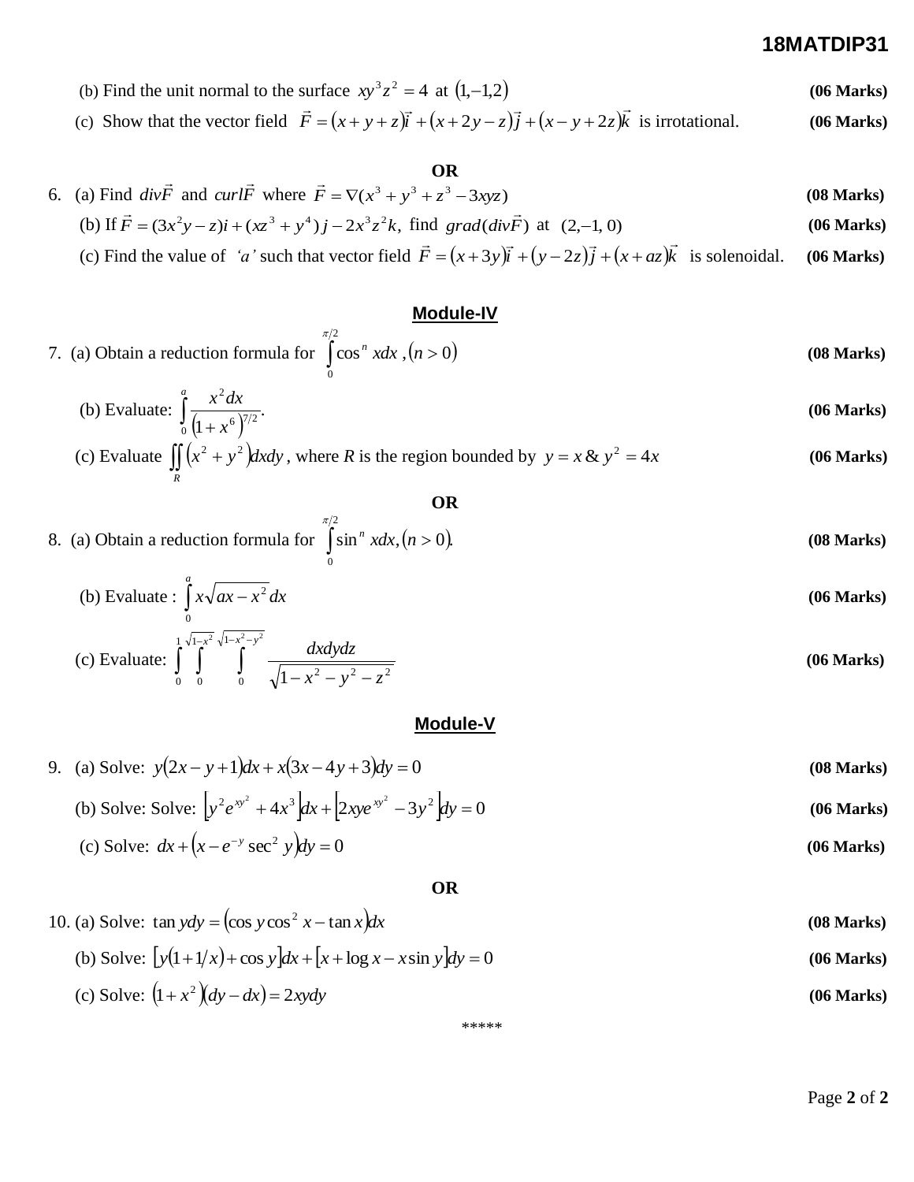(b) Find the unit normal to the surface $xy^3z^2 = 4$ at $(1,-1,2)$ **(06 Marks)**

(c) Show that the vector field $\vec{F} = (x+y+z)\vec{i} + (x+2y-z)\vec{j} + (x-y+2z)\vec{k}$ is irrotational. **(06 Marks)**

**OR**

6. (a) Find $div\vec{F}$ and $curl\vec{F}$ where $\vec{F} = \nabla(x^3 + y^3 + z^3 - 3xyz)$ **(08 Marks)**

(b) If $\vec{F} = (3x^2y - z)i + (xz^3 + y^4)j - 2x^3z^2k$, find $grad(div\vec{F})$ at $(2,-1, 0)$ **(06 Marks)**

(c) Find the value of *'a'* such that vector field $\vec{F} = (x+3y)\vec{i} + (y-2z)\vec{j} + (x+az)\vec{k}$ is solenoidal. **(06 Marks)**

## Module-IV

7. (a) Obtain a reduction formula for $\int_0^{\pi/2} \cos^n x dx$ , $(n > 0)$ **(08 Marks)**

(b) Evaluate: $\int_0^a \frac{x^2 dx}{(1+x^6)^{7/2}}$. **(06 Marks)**

(c) Evaluate $\iint_R (x^2 + y^2) dxdy$ , where *R* is the region bounded by $y = x$ & $y^2 = 4x$ **(06 Marks)**

**OR**

8. (a) Obtain a reduction formula for $\int_0^{\pi/2} \sin^n x dx, (n > 0)$. **(08 Marks)**

(b) Evaluate : $\int_0^a x\sqrt{ax - x^2}\, dx$ **(06 Marks)**

(c) Evaluate: $\int_0^1 \int_0^{\sqrt{1-x^2}} \int_0^{\sqrt{1-x^2-y^2}} \frac{dxdydz}{\sqrt{1-x^2-y^2-z^2}}$ **(06 Marks)**

## Module-V

9. (a) Solve: $y(2x - y + 1)dx + x(3x - 4y + 3)dy = 0$ **(08 Marks)**

(b) Solve: Solve: $\left[y^2 e^{xy^2} + 4x^3\right]dx + \left[2xye^{xy^2} - 3y^2\right]dy = 0$ **(06 Marks)**

(c) Solve: $dx + \left(x - e^{-y}\sec^2 y\right)dy = 0$ **(06 Marks)**

**OR**

10. (a) Solve: $\tan y dy = \left(\cos y \cos^2 x - \tan x\right)dx$ **(08 Marks)**

(b) Solve: $[y(1 + 1/x) + \cos y]dx + [x + \log x - x\sin y]dy = 0$ **(06 Marks)**

(c) Solve: $(1 + x^2)(dy - dx) = 2xydy$ **(06 Marks)**

\*\*\*\*\*